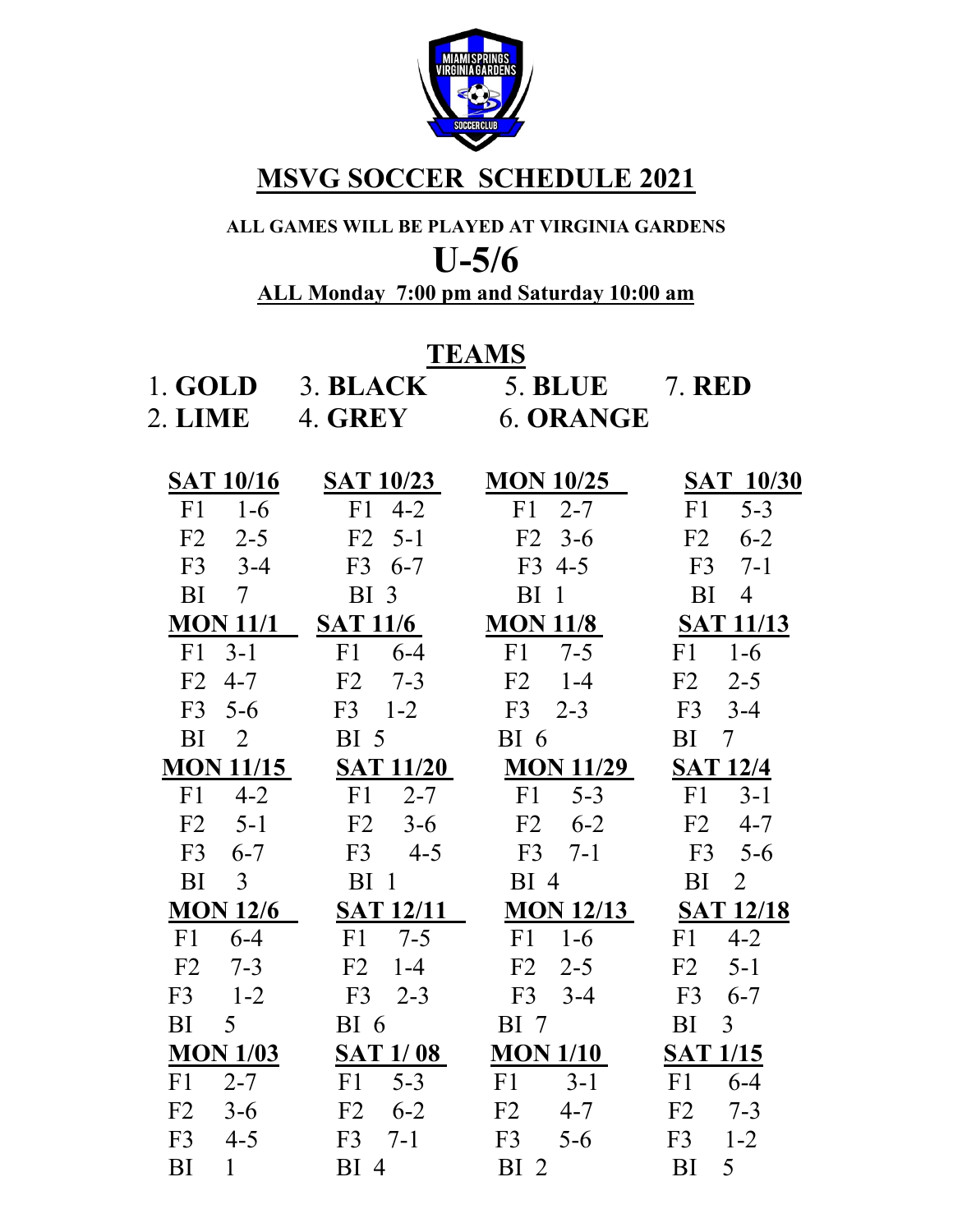# MSVG SOCCER SCHEDULE 2021

**ALL GAMES WILL BE PLAYED AT VIRGINIA GARDENS**

## U-5/6

**ALL Monday 7:00 pm and Saturday 10:00 am**

## TEAMS

1. **GOLD**
2. **LIME**
3. **BLACK**
4. **GREY**
5. **BLUE**
6. **ORANGE**
7. **RED**

| SAT 10/16 | SAT 10/23 | MON 10/25 | SAT 10/30 |
|---|---|---|---|
| F1 1-6 | F1 4-2 | F1 2-7 | F1 5-3 |
| F2 2-5 | F2 5-1 | F2 3-6 | F2 6-2 |
| F3 3-4 | F3 6-7 | F3 4-5 | F3 7-1 |
| BI 7 | BI 3 | BI 1 | BI 4 |

| MON 11/1 | SAT 11/6 | MON 11/8 | SAT 11/13 |
|---|---|---|---|
| F1 3-1 | F1 6-4 | F1 7-5 | F1 1-6 |
| F2 4-7 | F2 7-3 | F2 1-4 | F2 2-5 |
| F3 5-6 | F3 1-2 | F3 2-3 | F3 3-4 |
| BI 2 | BI 5 | BI 6 | BI 7 |

| MON 11/15 | SAT 11/20 | MON 11/29 | SAT 12/4 |
|---|---|---|---|
| F1 4-2 | F1 2-7 | F1 5-3 | F1 3-1 |
| F2 5-1 | F2 3-6 | F2 6-2 | F2 4-7 |
| F3 6-7 | F3 4-5 | F3 7-1 | F3 5-6 |
| BI 3 | BI 1 | BI 4 | BI 2 |

| MON 12/6 | SAT 12/11 | MON 12/13 | SAT 12/18 |
|---|---|---|---|
| F1 6-4 | F1 7-5 | F1 1-6 | F1 4-2 |
| F2 7-3 | F2 1-4 | F2 2-5 | F2 5-1 |
| F3 1-2 | F3 2-3 | F3 3-4 | F3 6-7 |
| BI 5 | BI 6 | BI 7 | BI 3 |

| MON 1/03 | SAT 1/ 08 | MON 1/10 | SAT 1/15 |
|---|---|---|---|
| F1 2-7 | F1 5-3 | F1 3-1 | F1 6-4 |
| F2 3-6 | F2 6-2 | F2 4-7 | F2 7-3 |
| F3 4-5 | F3 7-1 | F3 5-6 | F3 1-2 |
| BI 1 | BI 4 | BI 2 | BI 5 |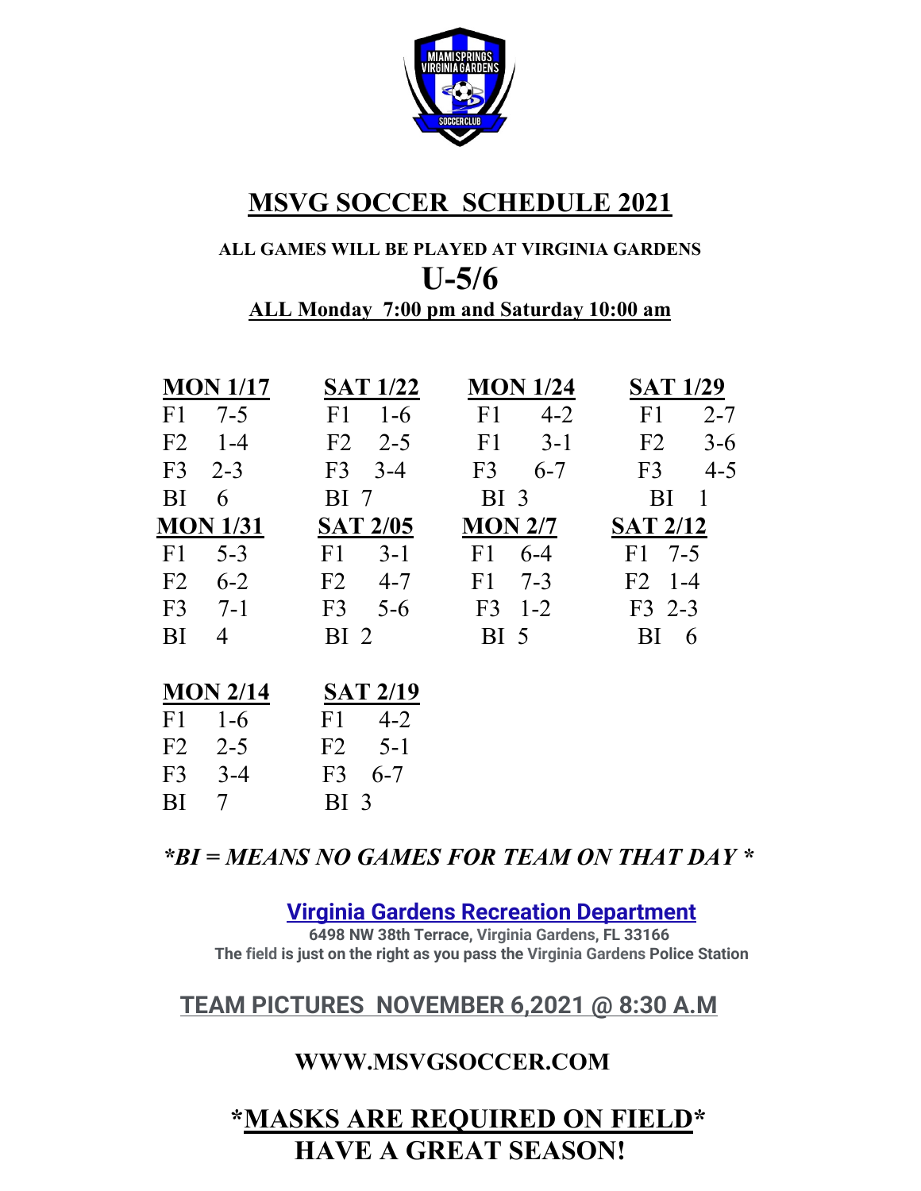# MSVG SOCCER SCHEDULE 2021

**ALL GAMES WILL BE PLAYED AT VIRGINIA GARDENS**

## U-5/6

**ALL Monday 7:00 pm and Saturday 10:00 am**

| MON 1/17 | SAT 1/22 | MON 1/24 | SAT 1/29 |
|---|---|---|---|
| F1 7-5 | F1 1-6 | F1 4-2 | F1 2-7 |
| F2 1-4 | F2 2-5 | F1 3-1 | F2 3-6 |
| F3 2-3 | F3 3-4 | F3 6-7 | F3 4-5 |
| BI 6 | BI 7 | BI 3 | BI 1 |
| **MON 1/31** | **SAT 2/05** | **MON 2/7** | **SAT 2/12** |
| F1 5-3 | F1 3-1 | F1 6-4 | F1 7-5 |
| F2 6-2 | F2 4-7 | F1 7-3 | F2 1-4 |
| F3 7-1 | F3 5-6 | F3 1-2 | F3 2-3 |
| BI 4 | BI 2 | BI 5 | BI 6 |

| MON 2/14 | SAT 2/19 |
|---|---|
| F1 1-6 | F1 4-2 |
| F2 2-5 | F2 5-1 |
| F3 3-4 | F3 6-7 |
| BI 7 | BI 3 |

***BI = MEANS NO GAMES FOR TEAM ON THAT DAY ***

**Virginia Gardens Recreation Department**
6498 NW 38th Terrace, Virginia Gardens, FL 33166
The field is just on the right as you pass the Virginia Gardens Police Station

**TEAM PICTURES NOVEMBER 6,2021 @ 8:30 A.M**

**WWW.MSVGSOCCER.COM**

**\*MASKS ARE REQUIRED ON FIELD\***

**HAVE A GREAT SEASON!**